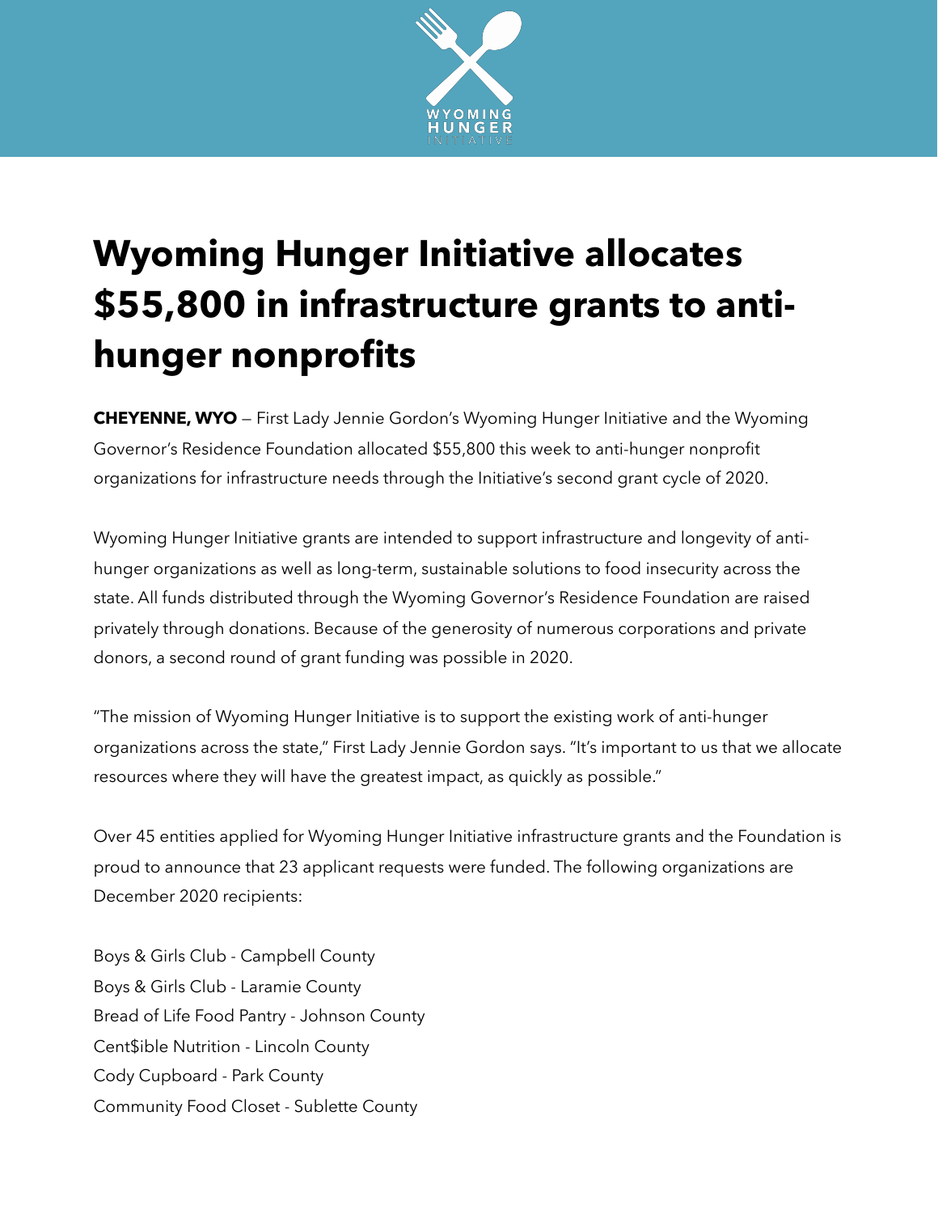# Wyoming Hunger Initiative allocates $55,800 in infrastructure grants to anti-hunger nonprofits

**CHEYENNE, WYO** — First Lady Jennie Gordon's Wyoming Hunger Initiative and the Wyoming Governor's Residence Foundation allocated $55,800 this week to anti-hunger nonprofit organizations for infrastructure needs through the Initiative's second grant cycle of 2020.

Wyoming Hunger Initiative grants are intended to support infrastructure and longevity of anti-hunger organizations as well as long-term, sustainable solutions to food insecurity across the state. All funds distributed through the Wyoming Governor's Residence Foundation are raised privately through donations. Because of the generosity of numerous corporations and private donors, a second round of grant funding was possible in 2020.

"The mission of Wyoming Hunger Initiative is to support the existing work of anti-hunger organizations across the state," First Lady Jennie Gordon says. "It's important to us that we allocate resources where they will have the greatest impact, as quickly as possible."

Over 45 entities applied for Wyoming Hunger Initiative infrastructure grants and the Foundation is proud to announce that 23 applicant requests were funded. The following organizations are December 2020 recipients:

Boys & Girls Club - Campbell County
Boys & Girls Club - Laramie County
Bread of Life Food Pantry - Johnson County
Cent$ible Nutrition - Lincoln County
Cody Cupboard - Park County
Community Food Closet - Sublette County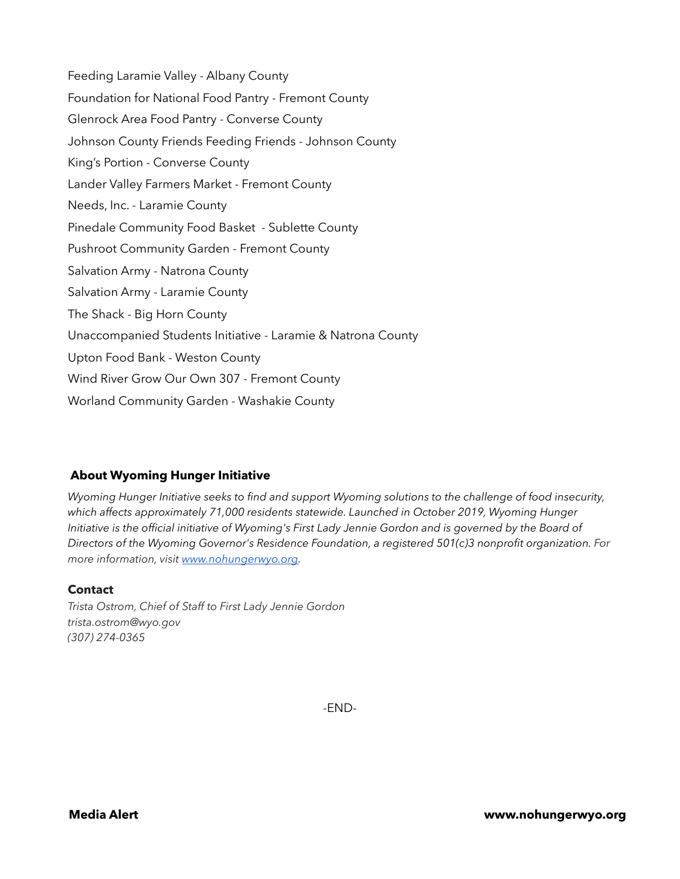Feeding Laramie Valley - Albany County

Foundation for National Food Pantry - Fremont County

Glenrock Area Food Pantry - Converse County

Johnson County Friends Feeding Friends - Johnson County

King's Portion - Converse County

Lander Valley Farmers Market - Fremont County

Needs, Inc. - Laramie County

Pinedale Community Food Basket - Sublette County

Pushroot Community Garden - Fremont County

Salvation Army - Natrona County

Salvation Army - Laramie County

The Shack - Big Horn County

Unaccompanied Students Initiative - Laramie & Natrona County

Upton Food Bank - Weston County

Wind River Grow Our Own 307 - Fremont County

Worland Community Garden - Washakie County

### About Wyoming Hunger Initiative

*Wyoming Hunger Initiative seeks to find and support Wyoming solutions to the challenge of food insecurity, which affects approximately 71,000 residents statewide. Launched in October 2019, Wyoming Hunger Initiative is the official initiative of Wyoming's First Lady Jennie Gordon and is governed by the Board of Directors of the Wyoming Governor's Residence Foundation, a registered 501(c)3 nonprofit organization. For more information, visit [www.nohungerwyo.org](www.nohungerwyo.org).*

### Contact

*Trista Ostrom, Chief of Staff to First Lady Jennie Gordon*
*trista.ostrom@wyo.gov*
*(307) 274-0365*

-END-